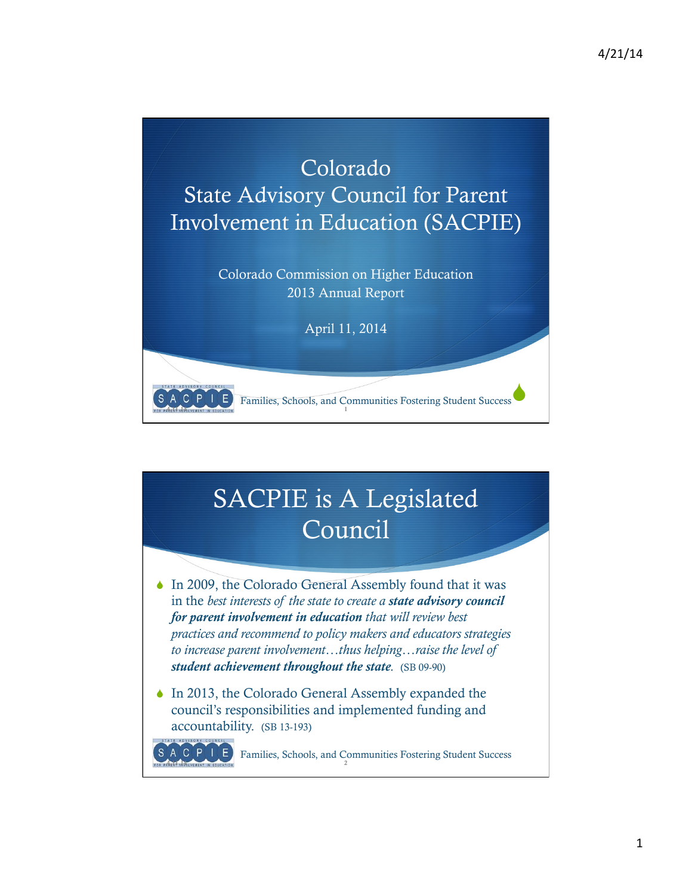# Colorado State Advisory Council for Parent Involvement in Education (SACPIE)

Colorado Commission on Higher Education
2013 Annual Report

April 11, 2014

Families, Schools, and Communities Fostering Student Success

# SACPIE is A Legislated Council

- In 2009, the Colorado General Assembly found that it was in the *best interests of the state to create a* ***state advisory council for parent involvement in education*** *that will review best practices and recommend to policy makers and educators strategies to increase parent involvement…thus helping…raise the level of* ***student achievement throughout the state***. (SB 09-90)
- In 2013, the Colorado General Assembly expanded the council's responsibilities and implemented funding and accountability. (SB 13-193)

Families, Schools, and Communities Fostering Student Success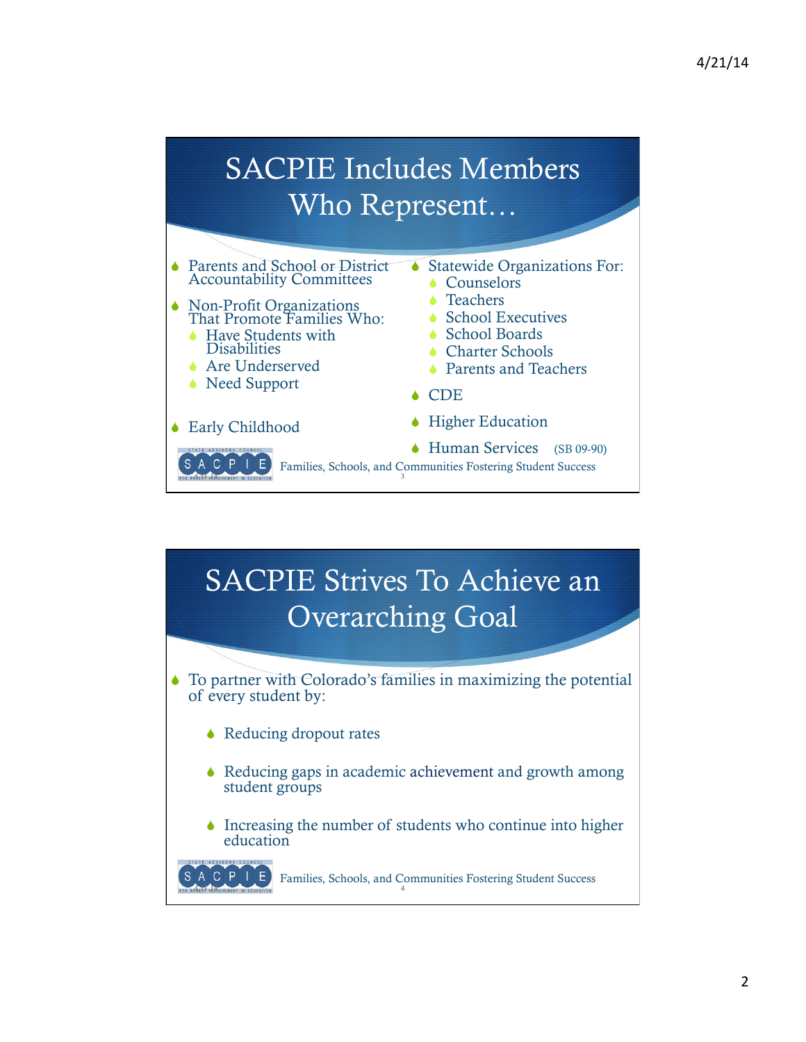# SACPIE Includes Members Who Represent…

- Parents and School or District Accountability Committees
- Non-Profit Organizations That Promote Families Who:
  - Have Students with Disabilities
  - Are Underserved
  - Need Support
- Early Childhood
- Statewide Organizations For:
  - Counselors
  - Teachers
  - School Executives
  - School Boards
  - Charter Schools
  - Parents and Teachers
- CDE
- Higher Education
- Human Services (SB 09-90)

Families, Schools, and Communities Fostering Student Success

# SACPIE Strives To Achieve an Overarching Goal

- To partner with Colorado's families in maximizing the potential of every student by:
  - Reducing dropout rates
  - Reducing gaps in academic achievement and growth among student groups
  - Increasing the number of students who continue into higher education

Families, Schools, and Communities Fostering Student Success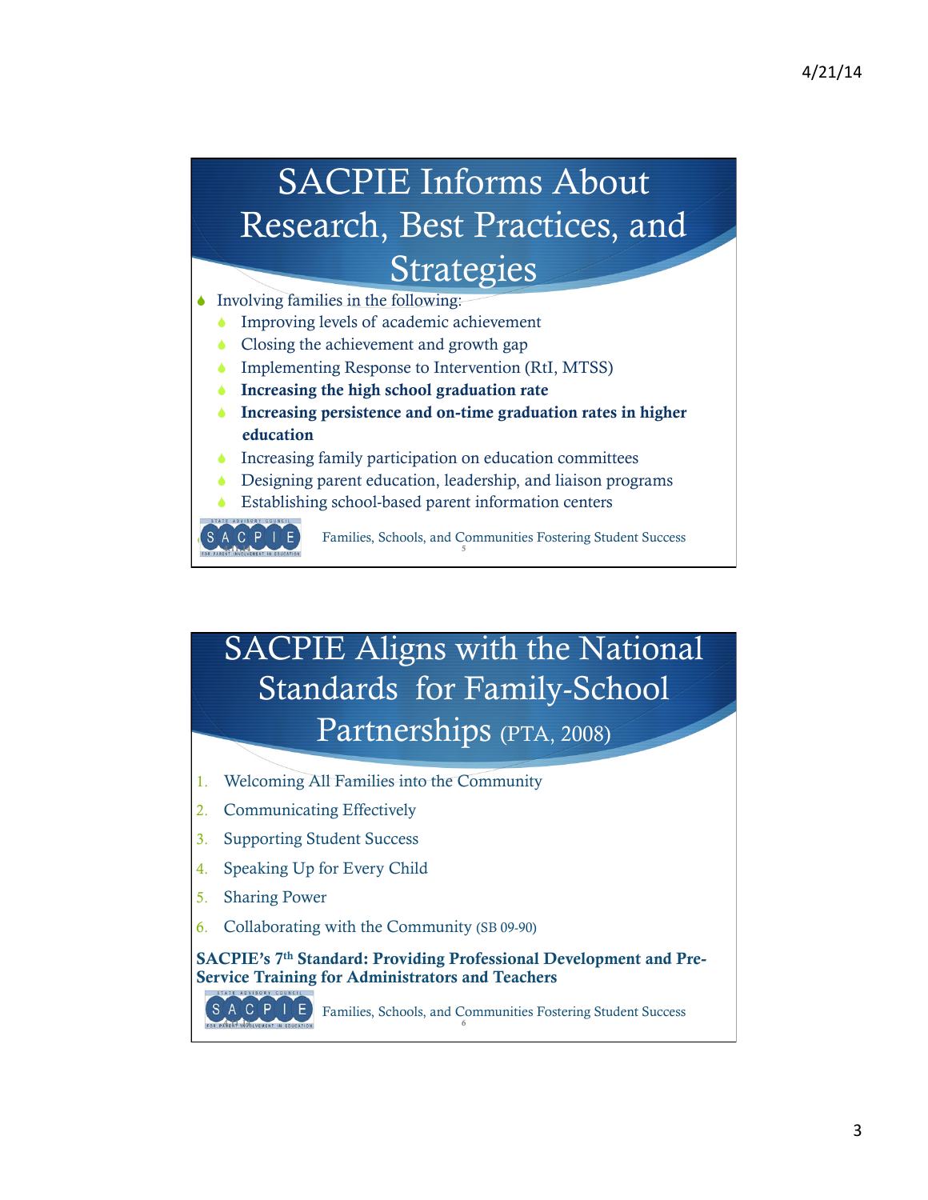## SACPIE Informs About Research, Best Practices, and Strategies

- Involving families in the following:
  - Improving levels of academic achievement
  - Closing the achievement and growth gap
  - Implementing Response to Intervention (RtI, MTSS)
  - **Increasing the high school graduation rate**
  - **Increasing persistence and on-time graduation rates in higher education**
  - Increasing family participation on education committees
  - Designing parent education, leadership, and liaison programs
  - Establishing school-based parent information centers

Families, Schools, and Communities Fostering Student Success

## SACPIE Aligns with the National Standards for Family-School Partnerships (PTA, 2008)

1. Welcoming All Families into the Community
2. Communicating Effectively
3. Supporting Student Success
4. Speaking Up for Every Child
5. Sharing Power
6. Collaborating with the Community (SB 09-90)

**SACPIE's 7th Standard: Providing Professional Development and Pre-Service Training for Administrators and Teachers**

Families, Schools, and Communities Fostering Student Success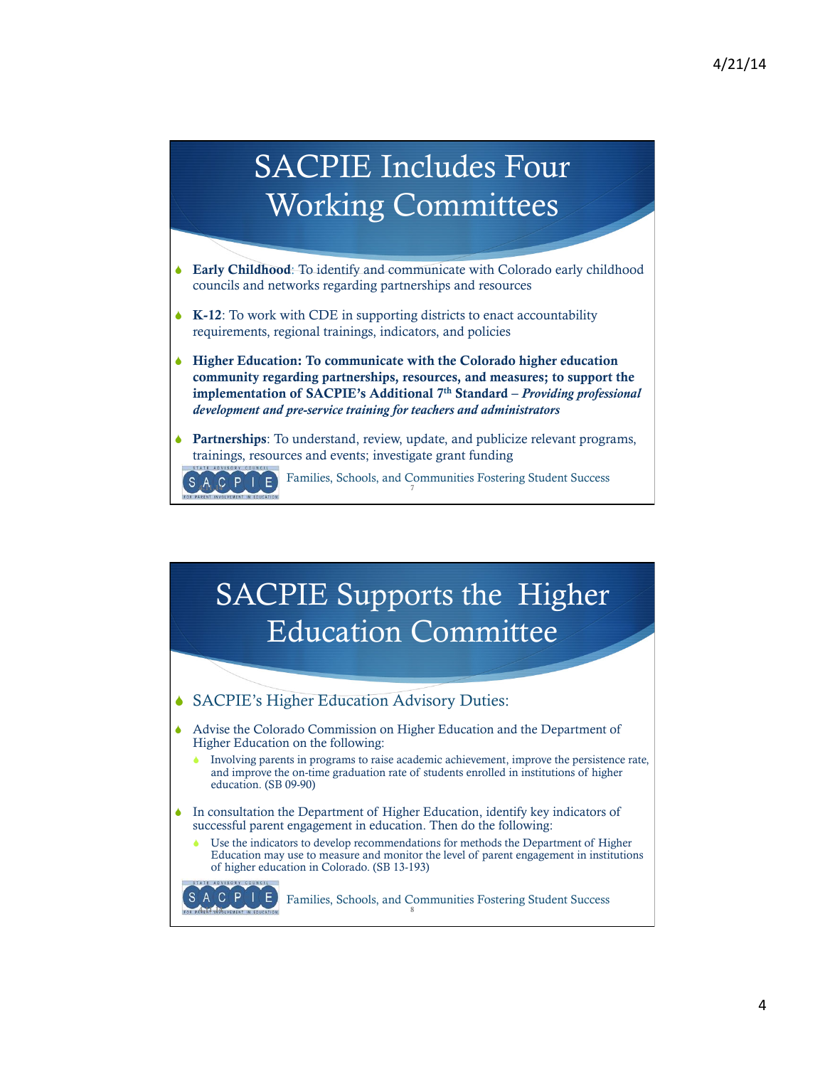# SACPIE Includes Four Working Committees

- **Early Childhood**: To identify and communicate with Colorado early childhood councils and networks regarding partnerships and resources
- **K-12**: To work with CDE in supporting districts to enact accountability requirements, regional trainings, indicators, and policies
- **Higher Education: To communicate with the Colorado higher education community regarding partnerships, resources, and measures; to support the implementation of SACPIE's Additional 7th Standard –** ***Providing professional development and pre-service training for teachers and administrators***
- **Partnerships**: To understand, review, update, and publicize relevant programs, trainings, resources and events; investigate grant funding

SACPIE — Families, Schools, and Communities Fostering Student Success

# SACPIE Supports the Higher Education Committee

- SACPIE's Higher Education Advisory Duties:
- Advise the Colorado Commission on Higher Education and the Department of Higher Education on the following:
  - Involving parents in programs to raise academic achievement, improve the persistence rate, and improve the on-time graduation rate of students enrolled in institutions of higher education. (SB 09-90)
- In consultation the Department of Higher Education, identify key indicators of successful parent engagement in education. Then do the following:
  - Use the indicators to develop recommendations for methods the Department of Higher Education may use to measure and monitor the level of parent engagement in institutions of higher education in Colorado. (SB 13-193)

SACPIE — Families, Schools, and Communities Fostering Student Success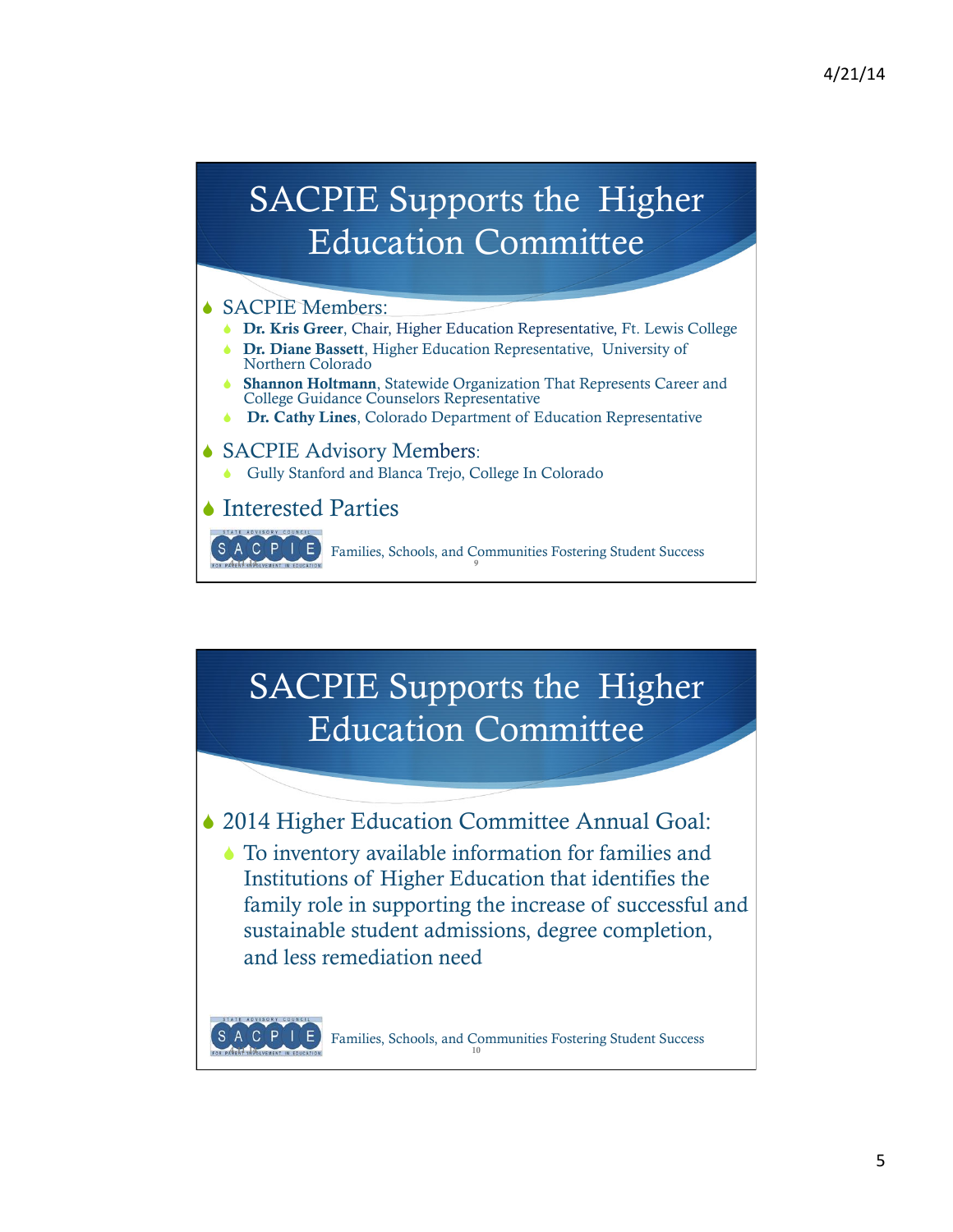## SACPIE Supports the Higher Education Committee

- SACPIE Members:
  - **Dr. Kris Greer**, Chair, Higher Education Representative, Ft. Lewis College
  - **Dr. Diane Bassett**, Higher Education Representative, University of Northern Colorado
  - **Shannon Holtmann**, Statewide Organization That Represents Career and College Guidance Counselors Representative
  - **Dr. Cathy Lines**, Colorado Department of Education Representative
- SACPIE Advisory Members:
  - Gully Stanford and Blanca Trejo, College In Colorado
- Interested Parties

Families, Schools, and Communities Fostering Student Success

## SACPIE Supports the Higher Education Committee

- 2014 Higher Education Committee Annual Goal:
  - To inventory available information for families and Institutions of Higher Education that identifies the family role in supporting the increase of successful and sustainable student admissions, degree completion, and less remediation need

Families, Schools, and Communities Fostering Student Success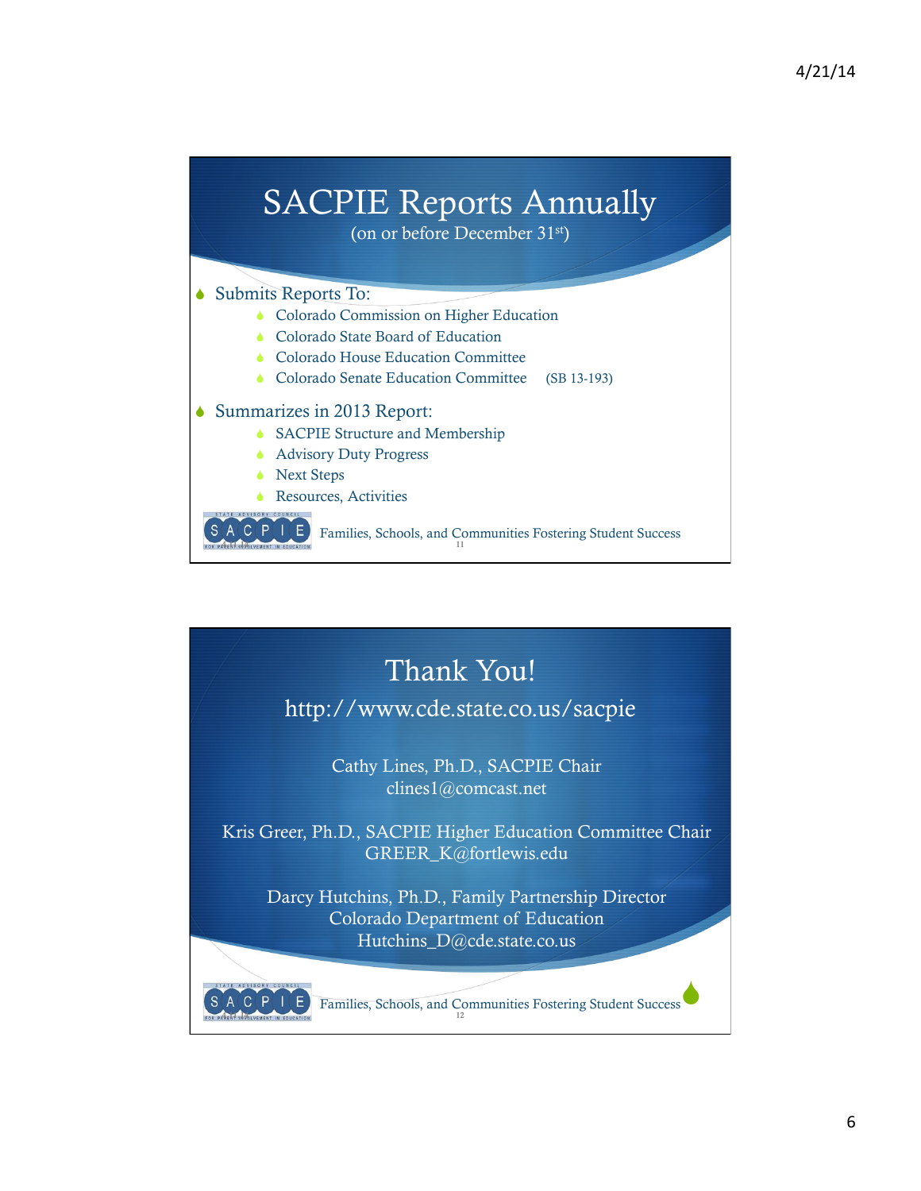# SACPIE Reports Annually

(on or before December 31st)

- Submits Reports To:
  - Colorado Commission on Higher Education
  - Colorado State Board of Education
  - Colorado House Education Committee
  - Colorado Senate Education Committee (SB 13-193)
- Summarizes in 2013 Report:
  - SACPIE Structure and Membership
  - Advisory Duty Progress
  - Next Steps
  - Resources, Activities

Families, Schools, and Communities Fostering Student Success

# Thank You!

http://www.cde.state.co.us/sacpie

Cathy Lines, Ph.D., SACPIE Chair
clines1@comcast.net

Kris Greer, Ph.D., SACPIE Higher Education Committee Chair
GREER_K@fortlewis.edu

Darcy Hutchins, Ph.D., Family Partnership Director
Colorado Department of Education
Hutchins_D@cde.state.co.us

Families, Schools, and Communities Fostering Student Success